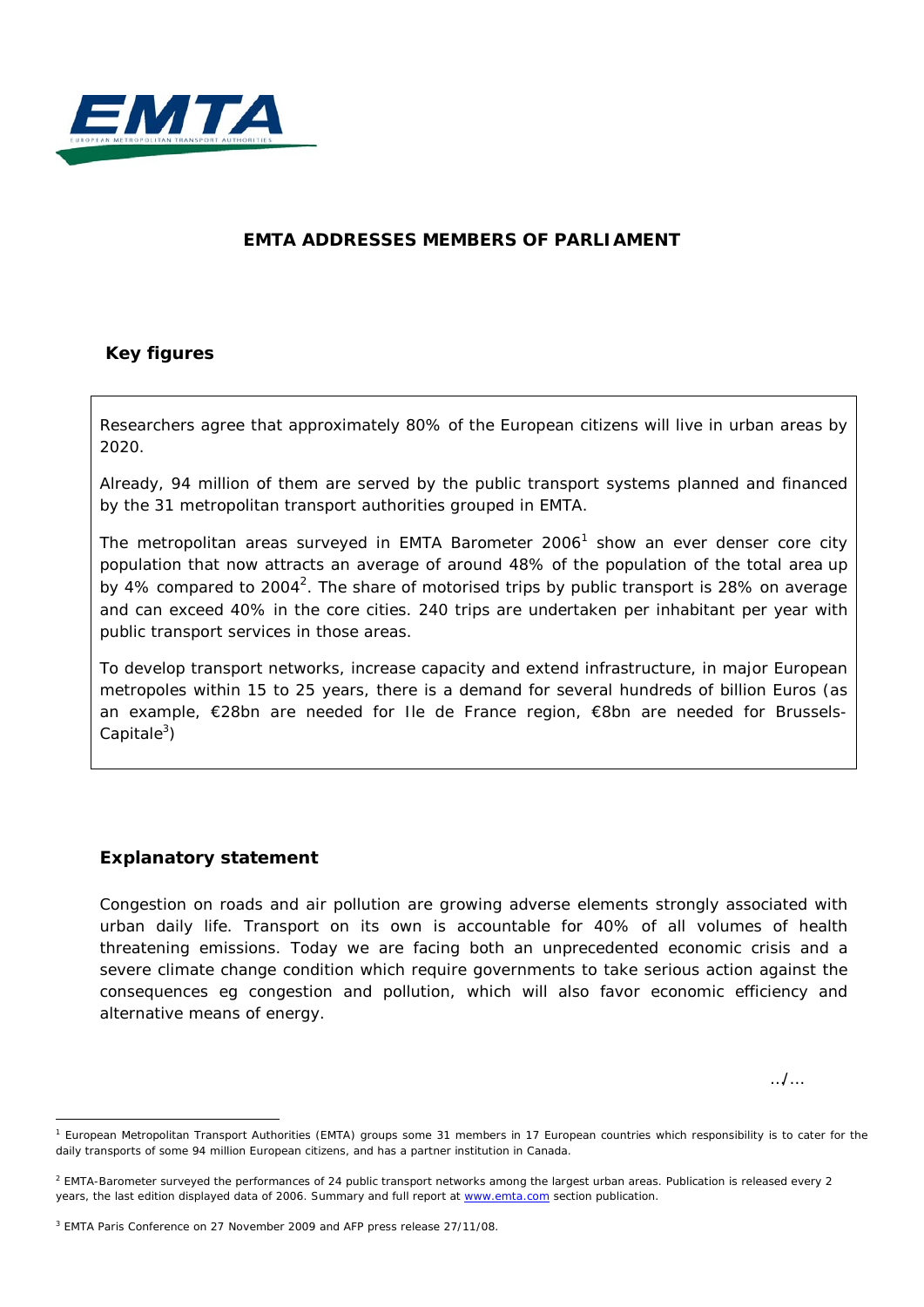# EMTA ADDRESSES MEMBERS OF PARLIAMENT

## Key figures

Researchers agree that approximately 80% of the European citizens will live in urban areas by 2020.

Already, 94 million of them are served by the public transport systems planned and financed by the 31 metropolitan transport authorities grouped in EMTA.

The metropolitan areas surveyed in EMTA Barometer 2006[1] show an ever denser core city population that now attracts an average of around 48% of the population of the total area up by 4% compared to 2004[2]. The share of motorised trips by public transport is 28% on average and can exceed 40% in the core cities. 240 trips are undertaken per inhabitant per year with public transport services in those areas.

To develop transport networks, increase capacity and extend infrastructure, in major European metropoles within 15 to 25 years, there is a demand for several hundreds of billion Euros (as an example, €28bn are needed for Ile de France region, €8bn are needed for Brussels-Capitale[3])

## Explanatory statement

Congestion on roads and air pollution are growing adverse elements strongly associated with urban daily life. Transport on its own is accountable for 40% of all volumes of health threatening emissions. Today we are facing both an unprecedented economic crisis and a severe climate change condition which require governments to take serious action against the consequences eg congestion and pollution, which will also favor economic efficiency and alternative means of energy.

../...

---

[1] European Metropolitan Transport Authorities (EMTA) groups some 31 members in 17 European countries which responsibility is to cater for the daily transports of some 94 million European citizens, and has a partner institution in Canada.

[2] EMTA-Barometer surveyed the performances of 24 public transport networks among the largest urban areas. Publication is released every 2 years, the last edition displayed data of 2006. Summary and full report at www.emta.com section publication.

[3] EMTA Paris Conference on 27 November 2009 and AFP press release 27/11/08.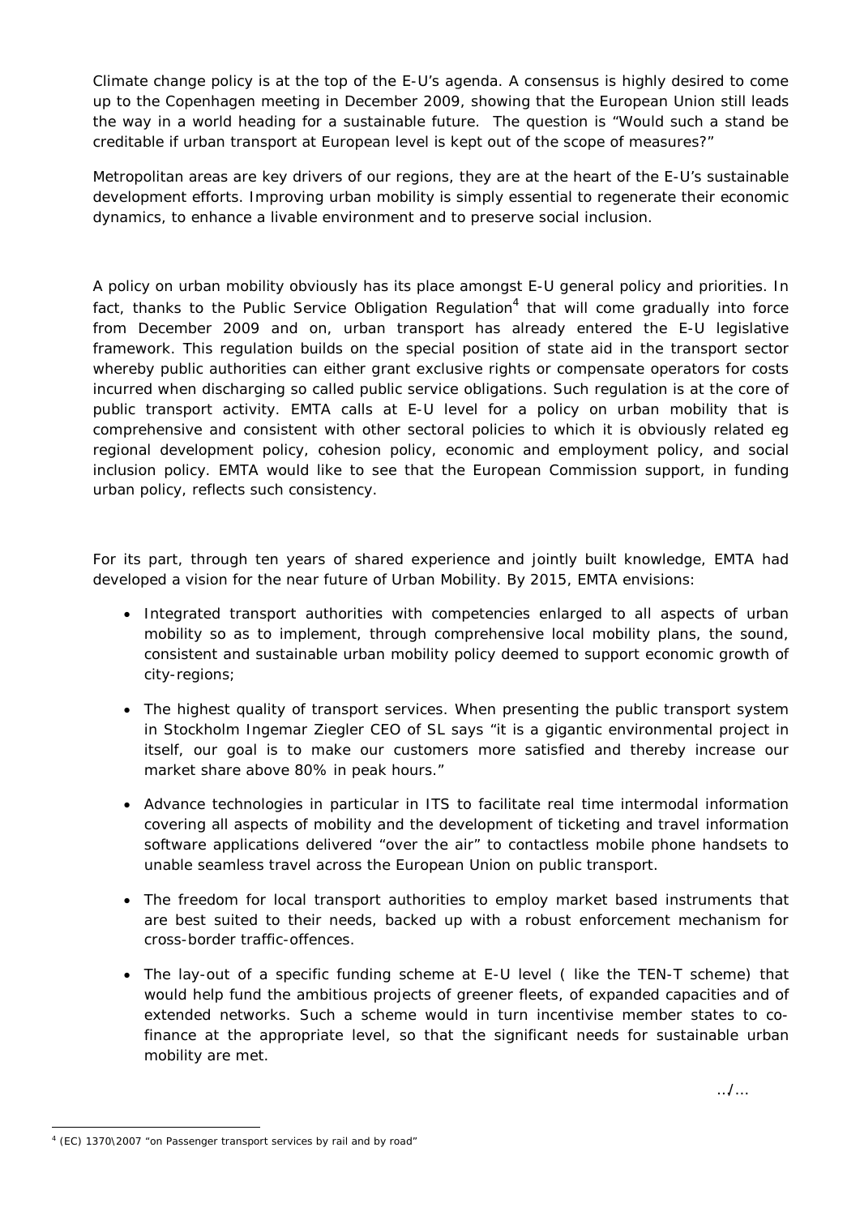Climate change policy is at the top of the E-U's agenda. A consensus is highly desired to come up to the Copenhagen meeting in December 2009, showing that the European Union still leads the way in a world heading for a sustainable future. The question is "Would such a stand be creditable if urban transport at European level is kept out of the scope of measures?"

Metropolitan areas are key drivers of our regions, they are at the heart of the E-U's sustainable development efforts. Improving urban mobility is simply essential to regenerate their economic dynamics, to enhance a livable environment and to preserve social inclusion.

A policy on urban mobility obviously has its place amongst E-U general policy and priorities. In fact, thanks to the Public Service Obligation Regulation[4] that will come gradually into force from December 2009 and on, urban transport has already entered the E-U legislative framework. This regulation builds on the special position of state aid in the transport sector whereby public authorities can either grant exclusive rights or compensate operators for costs incurred when discharging so called public service obligations. Such regulation is at the core of public transport activity. EMTA calls at E-U level for a policy on urban mobility that is comprehensive and consistent with other sectoral policies to which it is obviously related eg regional development policy, cohesion policy, economic and employment policy, and social inclusion policy. EMTA would like to see that the European Commission support, in funding urban policy, reflects such consistency.

For its part, through ten years of shared experience and jointly built knowledge, EMTA had developed a vision for the near future of Urban Mobility. By 2015, EMTA envisions:

- Integrated transport authorities with competencies enlarged to all aspects of urban mobility so as to implement, through comprehensive local mobility plans, the sound, consistent and sustainable urban mobility policy deemed to support economic growth of city-regions;
- The highest quality of transport services. When presenting the public transport system in Stockholm Ingemar Ziegler CEO of SL says "it is a gigantic environmental project in itself, our goal is to make our customers more satisfied and thereby increase our market share above 80% in peak hours."
- Advance technologies in particular in ITS to facilitate real time intermodal information covering all aspects of mobility and the development of ticketing and travel information software applications delivered "over the air" to contactless mobile phone handsets to unable seamless travel across the European Union on public transport.
- The freedom for local transport authorities to employ market based instruments that are best suited to their needs, backed up with a robust enforcement mechanism for cross-border traffic-offences.
- The lay-out of a specific funding scheme at E-U level ( like the TEN-T scheme) that would help fund the ambitious projects of greener fleets, of expanded capacities and of extended networks. Such a scheme would in turn incentivise member states to co-finance at the appropriate level, so that the significant needs for sustainable urban mobility are met.

../…

[4] (EC) 1370\2007 "on Passenger transport services by rail and by road"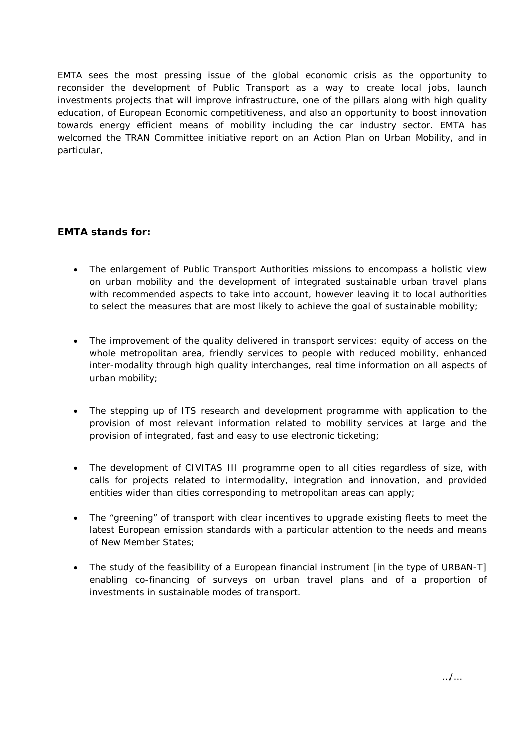EMTA sees the most pressing issue of the global economic crisis as the opportunity to reconsider the development of Public Transport as a way to create local jobs, launch investments projects that will improve infrastructure, one of the pillars along with high quality education, of European Economic competitiveness, and also an opportunity to boost innovation towards energy efficient means of mobility including the car industry sector. EMTA has welcomed the TRAN Committee initiative report on an Action Plan on Urban Mobility, and in particular,

**EMTA stands for:**

- The enlargement of Public Transport Authorities missions to encompass a holistic view on urban mobility and the development of integrated sustainable urban travel plans with recommended aspects to take into account, however leaving it to local authorities to select the measures that are most likely to achieve the goal of sustainable mobility;

- The improvement of the quality delivered in transport services: equity of access on the whole metropolitan area, friendly services to people with reduced mobility, enhanced inter-modality through high quality interchanges, real time information on all aspects of urban mobility;

- The stepping up of ITS research and development programme with application to the provision of most relevant information related to mobility services at large and the provision of integrated, fast and easy to use electronic ticketing;

- The development of CIVITAS III programme open to all cities regardless of size, with calls for projects related to intermodality, integration and innovation, and provided entities wider than cities corresponding to metropolitan areas can apply;

- The "greening" of transport with clear incentives to upgrade existing fleets to meet the latest European emission standards with a particular attention to the needs and means of New Member States;

- The study of the feasibility of a European financial instrument [in the type of URBAN-T] enabling co-financing of surveys on urban travel plans and of a proportion of investments in sustainable modes of transport.

../...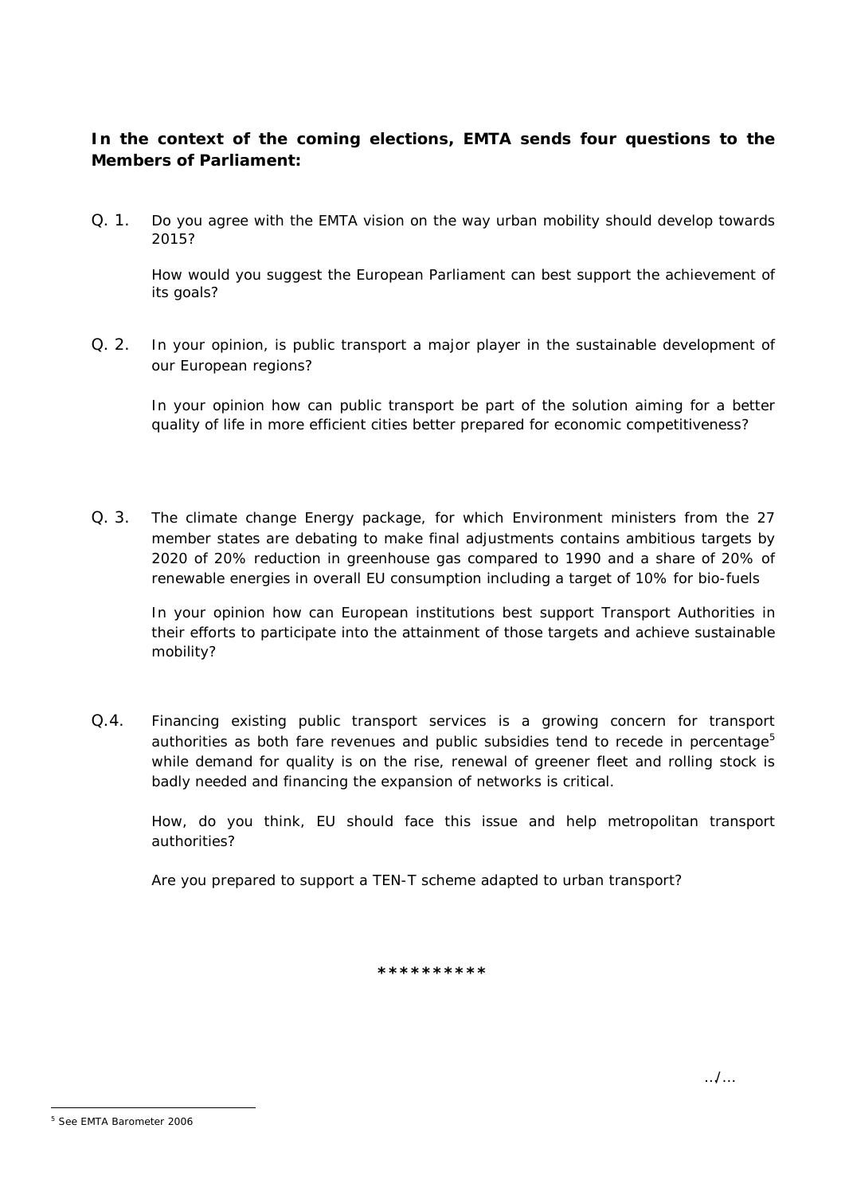**In the context of the coming elections, EMTA sends four questions to the Members of Parliament:**

Q. 1. Do you agree with the EMTA vision on the way urban mobility should develop towards 2015?

How would you suggest the European Parliament can best support the achievement of its goals?

Q. 2. In your opinion, is public transport a major player in the sustainable development of our European regions?

In your opinion how can public transport be part of the solution aiming for a better quality of life in more efficient cities better prepared for economic competitiveness?

Q. 3. The climate change Energy package, for which Environment ministers from the 27 member states are debating to make final adjustments contains ambitious targets by 2020 of 20% reduction in greenhouse gas compared to 1990 and a share of 20% of renewable energies in overall EU consumption including a target of 10% for bio-fuels

In your opinion how can European institutions best support Transport Authorities in their efforts to participate into the attainment of those targets and achieve sustainable mobility?

Q.4. Financing existing public transport services is a growing concern for transport authorities as both fare revenues and public subsidies tend to recede in percentage[5] while demand for quality is on the rise, renewal of greener fleet and rolling stock is badly needed and financing the expansion of networks is critical.

How, do you think, EU should face this issue and help metropolitan transport authorities?

Are you prepared to support a TEN-T scheme adapted to urban transport?

**********

../...

[5] See EMTA Barometer 2006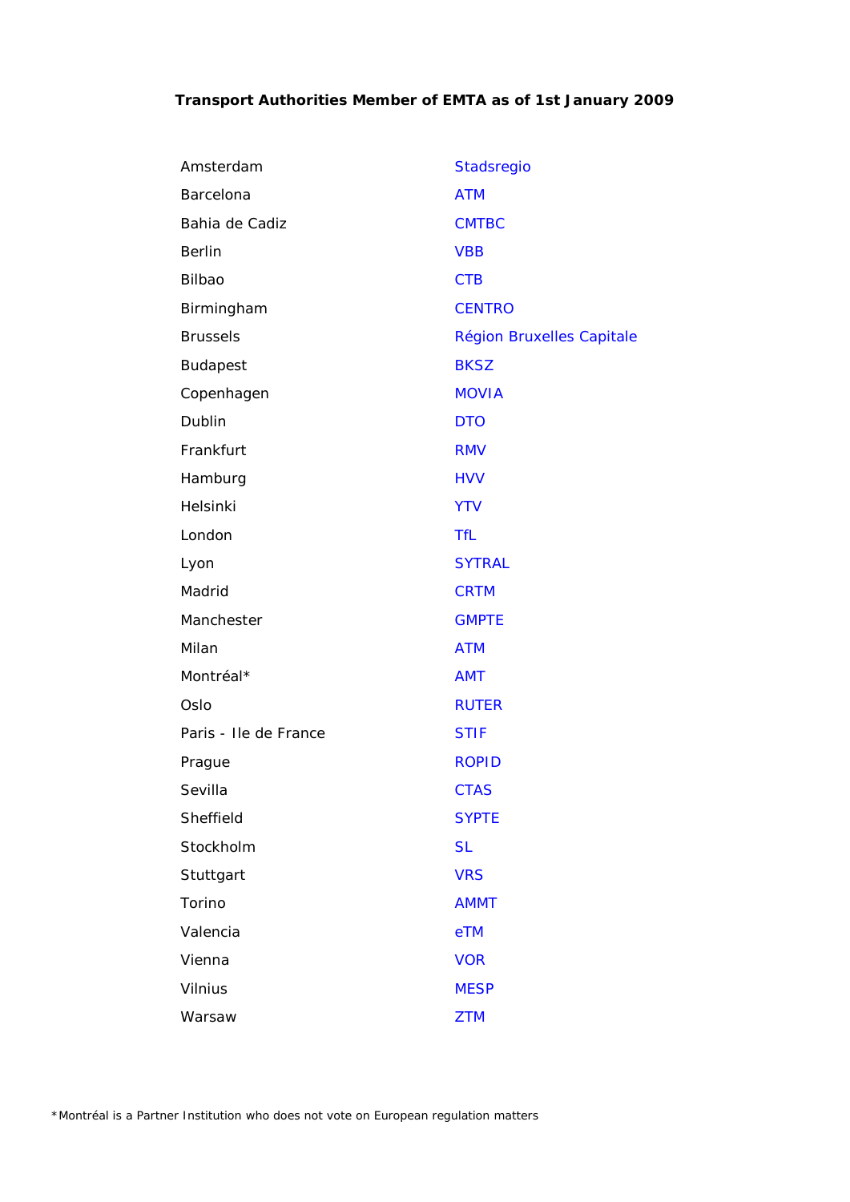**Transport Authorities Member of EMTA as of 1st January 2009**

| | |
|---|---|
| Amsterdam | Stadsregio |
| Barcelona | ATM |
| Bahia de Cadiz | CMTBC |
| Berlin | VBB |
| Bilbao | CTB |
| Birmingham | CENTRO |
| Brussels | Région Bruxelles Capitale |
| Budapest | BKSZ |
| Copenhagen | MOVIA |
| Dublin | DTO |
| Frankfurt | RMV |
| Hamburg | HVV |
| Helsinki | YTV |
| London | TfL |
| Lyon | SYTRAL |
| Madrid | CRTM |
| Manchester | GMPTE |
| Milan | ATM |
| Montréal* | AMT |
| Oslo | RUTER |
| Paris - Ile de France | STIF |
| Prague | ROPID |
| Sevilla | CTAS |
| Sheffield | SYPTE |
| Stockholm | SL |
| Stuttgart | VRS |
| Torino | AMMT |
| Valencia | eTM |
| Vienna | VOR |
| Vilnius | MESP |
| Warsaw | ZTM |

*Montréal is a Partner Institution who does not vote on European regulation matters